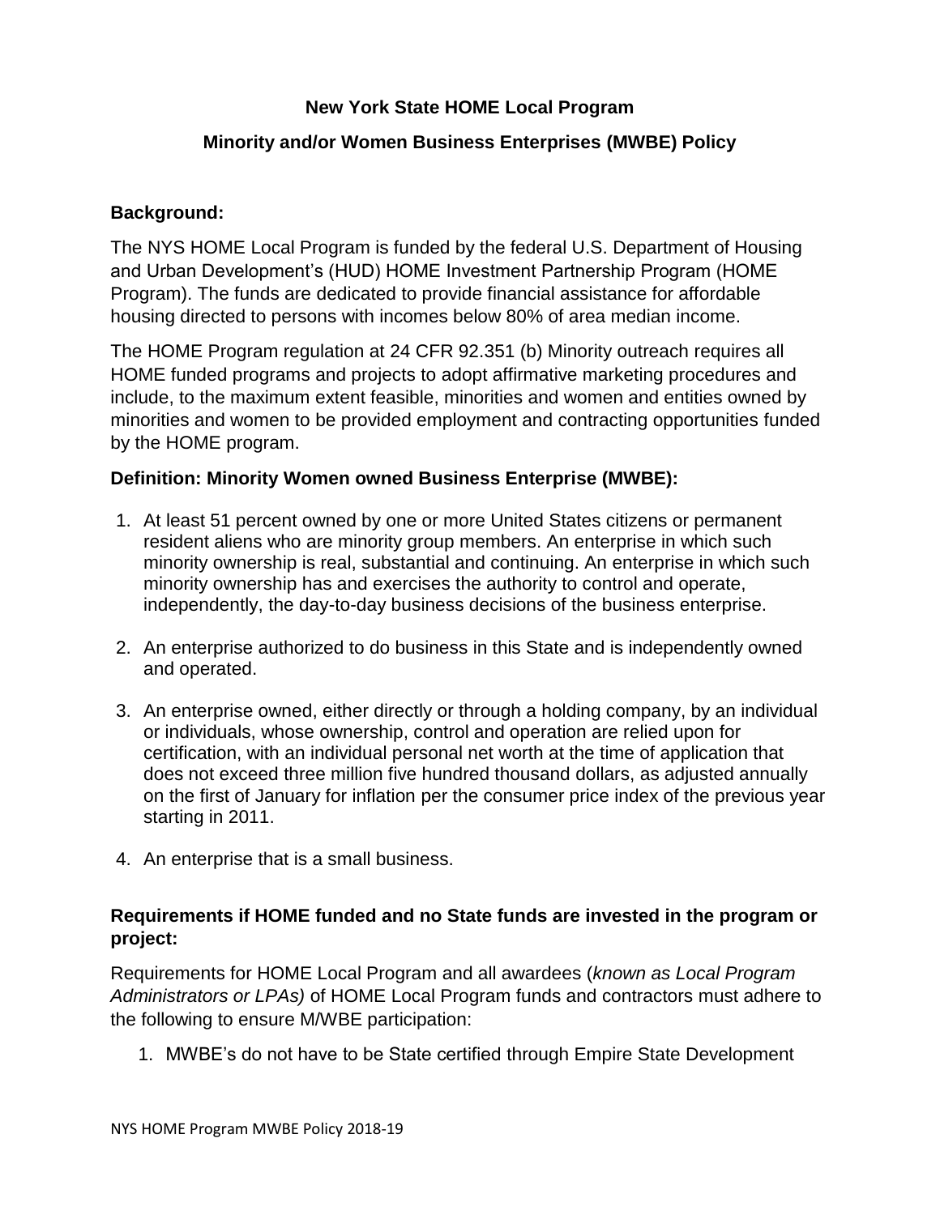# New York State HOME Local Program

## Minority and/or Women Business Enterprises (MWBE) Policy

### Background:

The NYS HOME Local Program is funded by the federal U.S. Department of Housing and Urban Development's (HUD) HOME Investment Partnership Program (HOME Program). The funds are dedicated to provide financial assistance for affordable housing directed to persons with incomes below 80% of area median income.

The HOME Program regulation at 24 CFR 92.351 (b) Minority outreach requires all HOME funded programs and projects to adopt affirmative marketing procedures and include, to the maximum extent feasible, minorities and women and entities owned by minorities and women to be provided employment and contracting opportunities funded by the HOME program.

### Definition: Minority Women owned Business Enterprise (MWBE):

1. At least 51 percent owned by one or more United States citizens or permanent resident aliens who are minority group members. An enterprise in which such minority ownership is real, substantial and continuing. An enterprise in which such minority ownership has and exercises the authority to control and operate, independently, the day-to-day business decisions of the business enterprise.
2. An enterprise authorized to do business in this State and is independently owned and operated.
3. An enterprise owned, either directly or through a holding company, by an individual or individuals, whose ownership, control and operation are relied upon for certification, with an individual personal net worth at the time of application that does not exceed three million five hundred thousand dollars, as adjusted annually on the first of January for inflation per the consumer price index of the previous year starting in 2011.
4. An enterprise that is a small business.

### Requirements if HOME funded and no State funds are invested in the program or project:

Requirements for HOME Local Program and all awardees (*known as Local Program Administrators or LPAs)* of HOME Local Program funds and contractors must adhere to the following to ensure M/WBE participation:

1. MWBE's do not have to be State certified through Empire State Development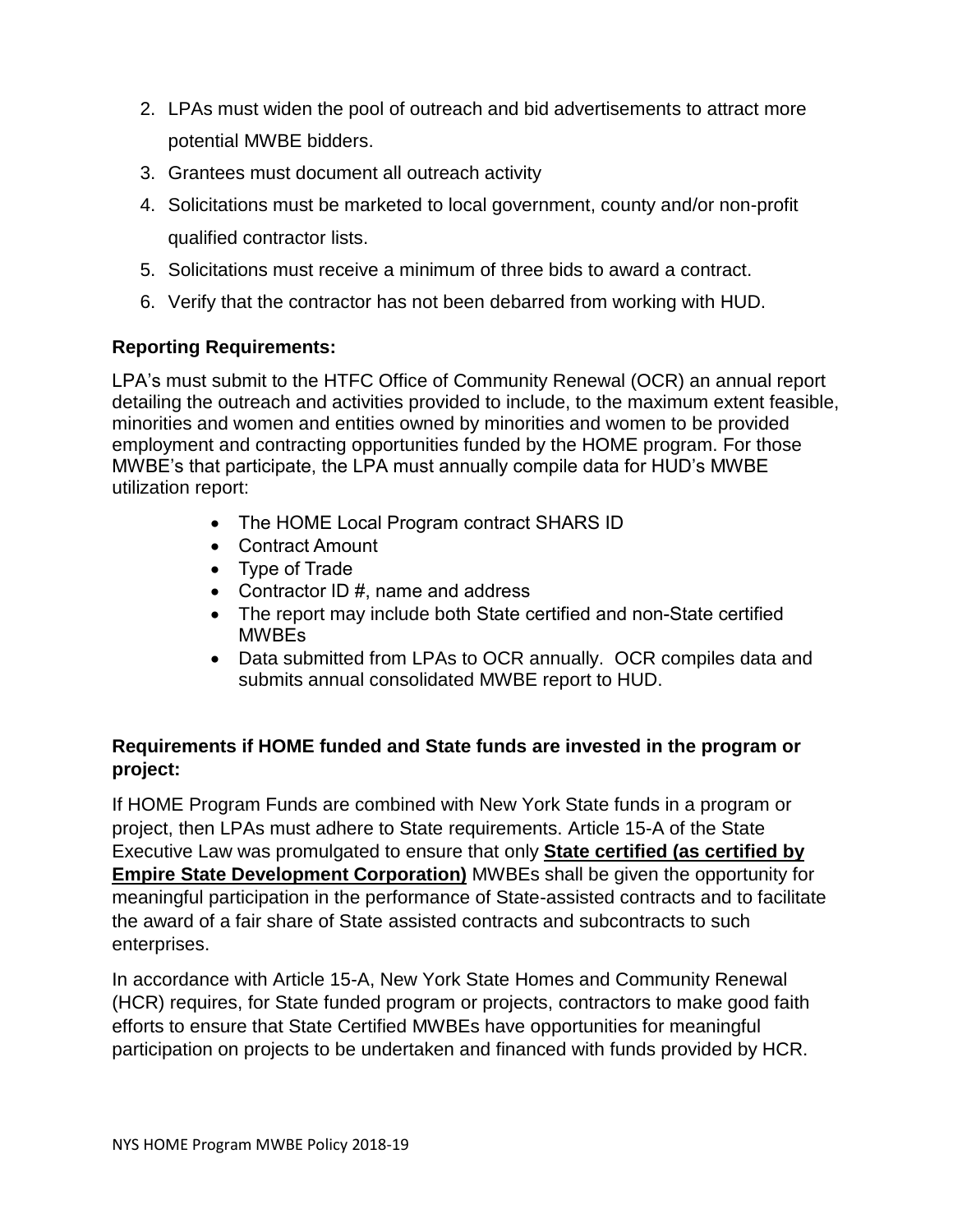2. LPAs must widen the pool of outreach and bid advertisements to attract more potential MWBE bidders.
3. Grantees must document all outreach activity
4. Solicitations must be marketed to local government, county and/or non-profit qualified contractor lists.
5. Solicitations must receive a minimum of three bids to award a contract.
6. Verify that the contractor has not been debarred from working with HUD.

**Reporting Requirements:**

LPA's must submit to the HTFC Office of Community Renewal (OCR) an annual report detailing the outreach and activities provided to include, to the maximum extent feasible, minorities and women and entities owned by minorities and women to be provided employment and contracting opportunities funded by the HOME program. For those MWBE's that participate, the LPA must annually compile data for HUD's MWBE utilization report:

- The HOME Local Program contract SHARS ID
- Contract Amount
- Type of Trade
- Contractor ID #, name and address
- The report may include both State certified and non-State certified MWBEs
- Data submitted from LPAs to OCR annually. OCR compiles data and submits annual consolidated MWBE report to HUD.

**Requirements if HOME funded and State funds are invested in the program or project:**

If HOME Program Funds are combined with New York State funds in a program or project, then LPAs must adhere to State requirements. Article 15-A of the State Executive Law was promulgated to ensure that only **State certified (as certified by Empire State Development Corporation)** MWBEs shall be given the opportunity for meaningful participation in the performance of State-assisted contracts and to facilitate the award of a fair share of State assisted contracts and subcontracts to such enterprises.

In accordance with Article 15-A, New York State Homes and Community Renewal (HCR) requires, for State funded program or projects, contractors to make good faith efforts to ensure that State Certified MWBEs have opportunities for meaningful participation on projects to be undertaken and financed with funds provided by HCR.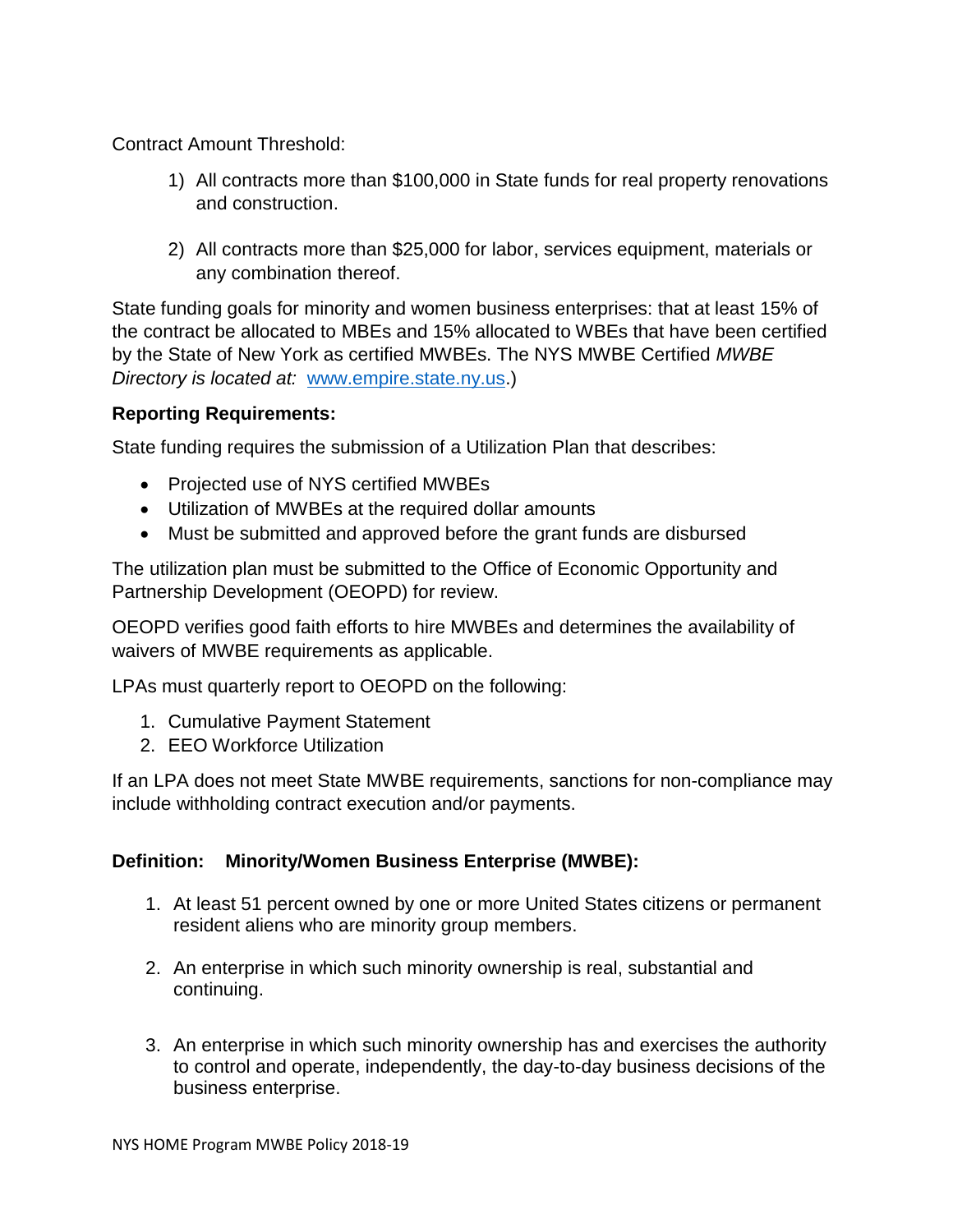Contract Amount Threshold:

1) All contracts more than $100,000 in State funds for real property renovations and construction.

2) All contracts more than $25,000 for labor, services equipment, materials or any combination thereof.

State funding goals for minority and women business enterprises: that at least 15% of the contract be allocated to MBEs and 15% allocated to WBEs that have been certified by the State of New York as certified MWBEs. The NYS MWBE Certified *MWBE Directory is located at:* [www.empire.state.ny.us](http://www.empire.state.ny.us).)

**Reporting Requirements:**

State funding requires the submission of a Utilization Plan that describes:

- Projected use of NYS certified MWBEs
- Utilization of MWBEs at the required dollar amounts
- Must be submitted and approved before the grant funds are disbursed

The utilization plan must be submitted to the Office of Economic Opportunity and Partnership Development (OEOPD) for review.

OEOPD verifies good faith efforts to hire MWBEs and determines the availability of waivers of MWBE requirements as applicable.

LPAs must quarterly report to OEOPD on the following:

1. Cumulative Payment Statement
2. EEO Workforce Utilization

If an LPA does not meet State MWBE requirements, sanctions for non-compliance may include withholding contract execution and/or payments.

**Definition: Minority/Women Business Enterprise (MWBE):**

1. At least 51 percent owned by one or more United States citizens or permanent resident aliens who are minority group members.

2. An enterprise in which such minority ownership is real, substantial and continuing.

3. An enterprise in which such minority ownership has and exercises the authority to control and operate, independently, the day-to-day business decisions of the business enterprise.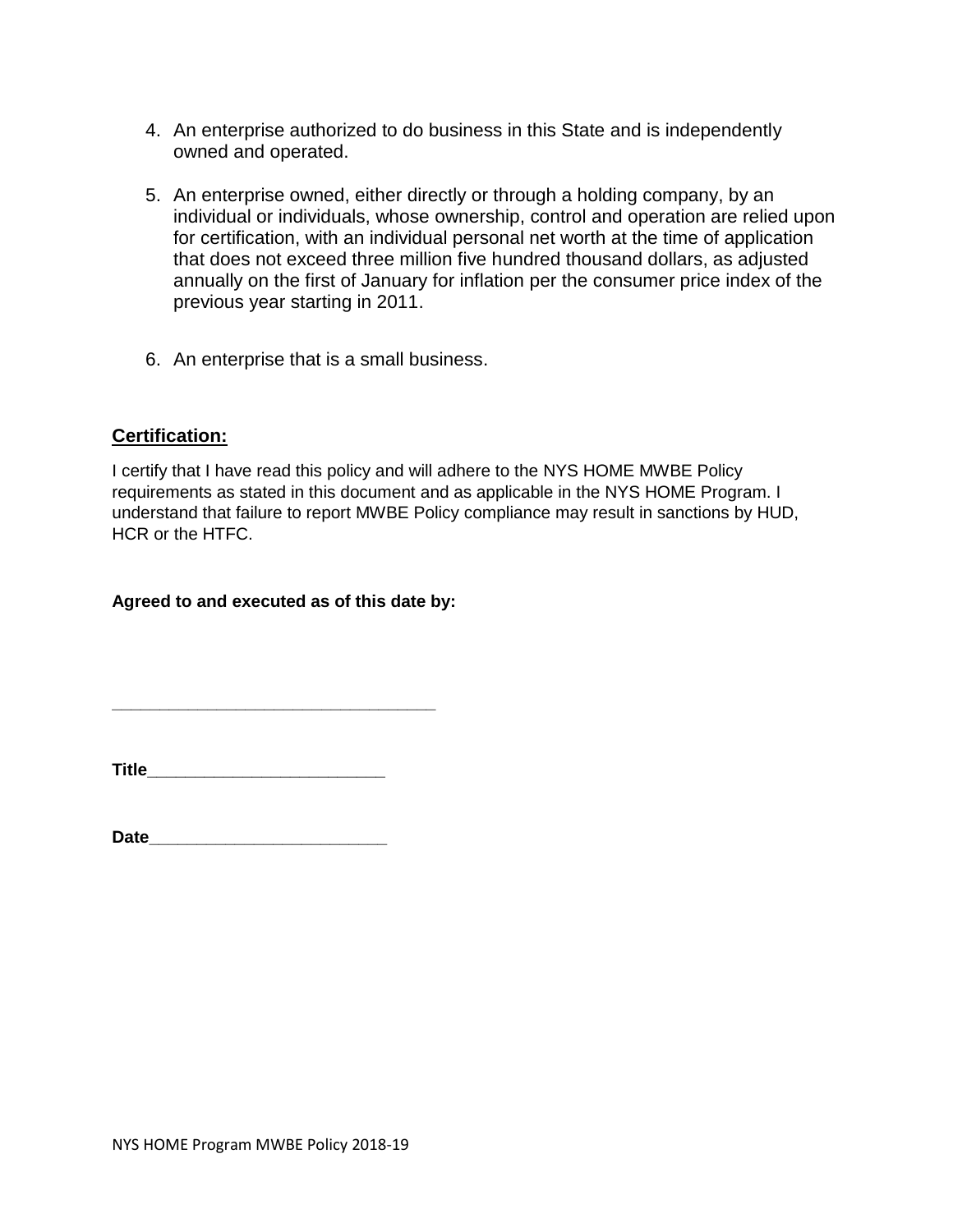4. An enterprise authorized to do business in this State and is independently owned and operated.

5. An enterprise owned, either directly or through a holding company, by an individual or individuals, whose ownership, control and operation are relied upon for certification, with an individual personal net worth at the time of application that does not exceed three million five hundred thousand dollars, as adjusted annually on the first of January for inflation per the consumer price index of the previous year starting in 2011.

6. An enterprise that is a small business.

## Certification:

I certify that I have read this policy and will adhere to the NYS HOME MWBE Policy requirements as stated in this document and as applicable in the NYS HOME Program. I understand that failure to report MWBE Policy compliance may result in sanctions by HUD, HCR or the HTFC.

**Agreed to and executed as of this date by:**

___________________________________

**Title**_________________________

**Date**_________________________